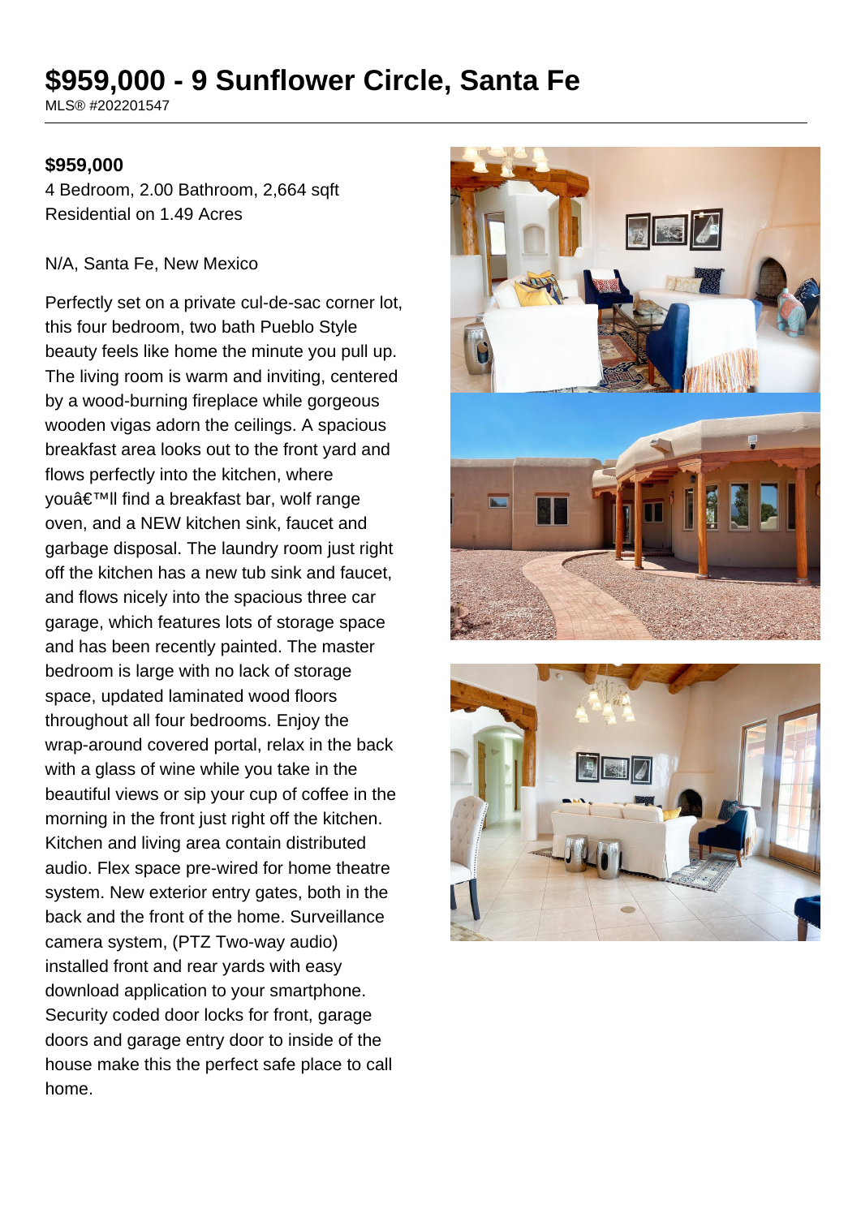# $959,000 - 9 Sunflower Circle, Santa Fe

MLS® #202201547

**$959,000**

4 Bedroom, 2.00 Bathroom, 2,664 sqft
Residential on 1.49 Acres

N/A, Santa Fe, New Mexico

Perfectly set on a private cul-de-sac corner lot, this four bedroom, two bath Pueblo Style beauty feels like home the minute you pull up. The living room is warm and inviting, centered by a wood-burning fireplace while gorgeous wooden vigas adorn the ceilings. A spacious breakfast area looks out to the front yard and flows perfectly into the kitchen, where youâ€™ll find a breakfast bar, wolf range oven, and a NEW kitchen sink, faucet and garbage disposal. The laundry room just right off the kitchen has a new tub sink and faucet, and flows nicely into the spacious three car garage, which features lots of storage space and has been recently painted. The master bedroom is large with no lack of storage space, updated laminated wood floors throughout all four bedrooms. Enjoy the wrap-around covered portal, relax in the back with a glass of wine while you take in the beautiful views or sip your cup of coffee in the morning in the front just right off the kitchen. Kitchen and living area contain distributed audio. Flex space pre-wired for home theatre system. New exterior entry gates, both in the back and the front of the home. Surveillance camera system, (PTZ Two-way audio) installed front and rear yards with easy download application to your smartphone. Security coded door locks for front, garage doors and garage entry door to inside of the house make this the perfect safe place to call home.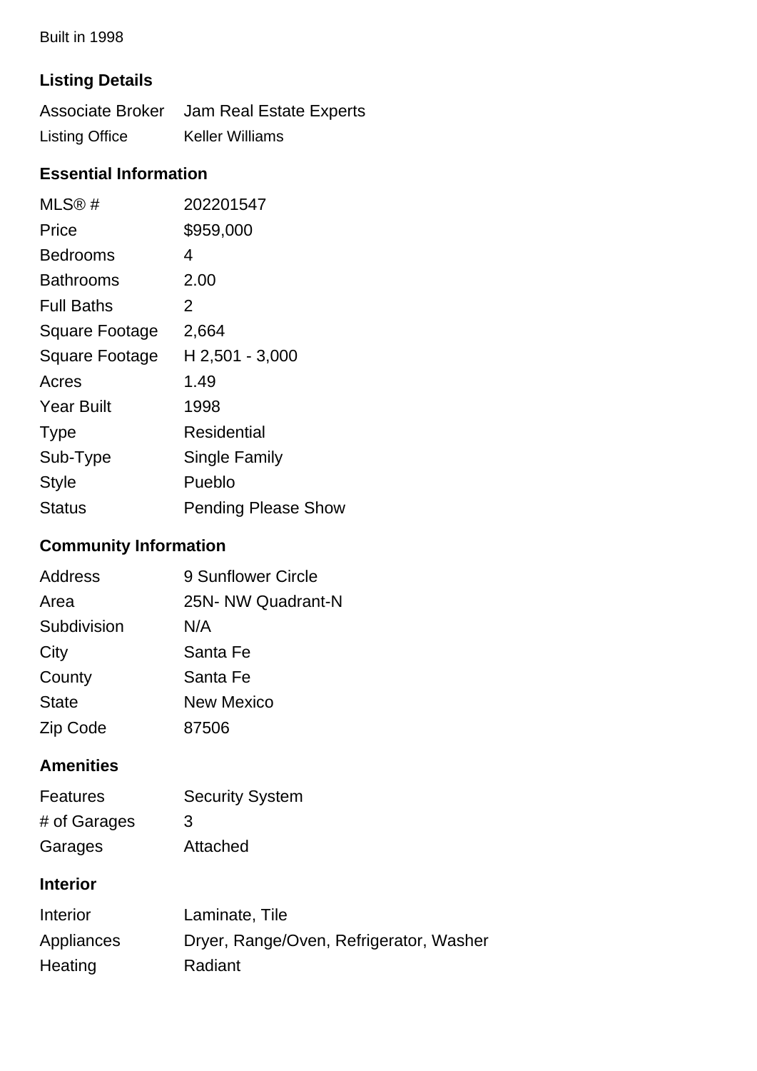Built in 1998

### Listing Details

| | |
|---|---|
| Associate Broker | Jam Real Estate Experts |
| Listing Office | Keller Williams |

### Essential Information

| | |
|---|---|
| MLS® # | 202201547 |
| Price | $959,000 |
| Bedrooms | 4 |
| Bathrooms | 2.00 |
| Full Baths | 2 |
| Square Footage | 2,664 |
| Square Footage | H 2,501 - 3,000 |
| Acres | 1.49 |
| Year Built | 1998 |
| Type | Residential |
| Sub-Type | Single Family |
| Style | Pueblo |
| Status | Pending Please Show |

### Community Information

| | |
|---|---|
| Address | 9 Sunflower Circle |
| Area | 25N- NW Quadrant-N |
| Subdivision | N/A |
| City | Santa Fe |
| County | Santa Fe |
| State | New Mexico |
| Zip Code | 87506 |

### Amenities

| | |
|---|---|
| Features | Security System |
| # of Garages | 3 |
| Garages | Attached |

### Interior

| | |
|---|---|
| Interior | Laminate, Tile |
| Appliances | Dryer, Range/Oven, Refrigerator, Washer |
| Heating | Radiant |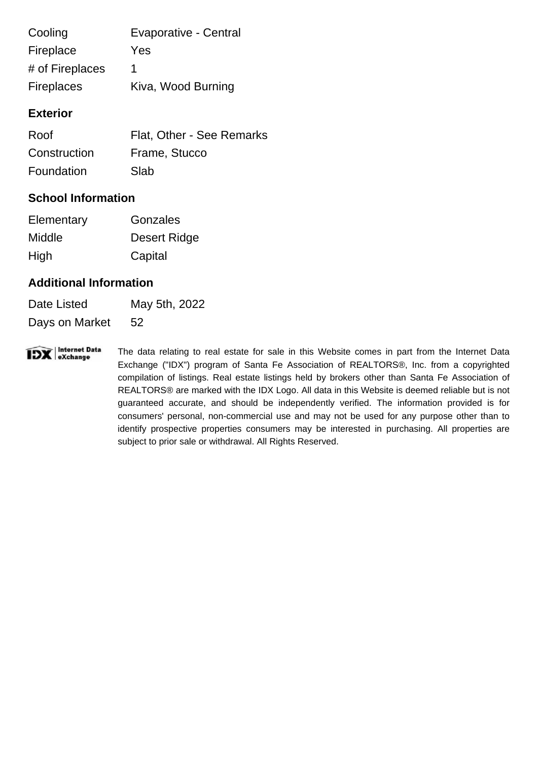| | |
|---|---|
| Cooling | Evaporative - Central |
| Fireplace | Yes |
| # of Fireplaces | 1 |
| Fireplaces | Kiva, Wood Burning |

### Exterior

| | |
|---|---|
| Roof | Flat, Other - See Remarks |
| Construction | Frame, Stucco |
| Foundation | Slab |

### School Information

| | |
|---|---|
| Elementary | Gonzales |
| Middle | Desert Ridge |
| High | Capital |

### Additional Information

| | |
|---|---|
| Date Listed | May 5th, 2022 |
| Days on Market | 52 |

IDX Internet Data eXchange

The data relating to real estate for sale in this Website comes in part from the Internet Data Exchange ("IDX") program of Santa Fe Association of REALTORS®, Inc. from a copyrighted compilation of listings. Real estate listings held by brokers other than Santa Fe Association of REALTORS® are marked with the IDX Logo. All data in this Website is deemed reliable but is not guaranteed accurate, and should be independently verified. The information provided is for consumers' personal, non-commercial use and may not be used for any purpose other than to identify prospective properties consumers may be interested in purchasing. All properties are subject to prior sale or withdrawal. All Rights Reserved.